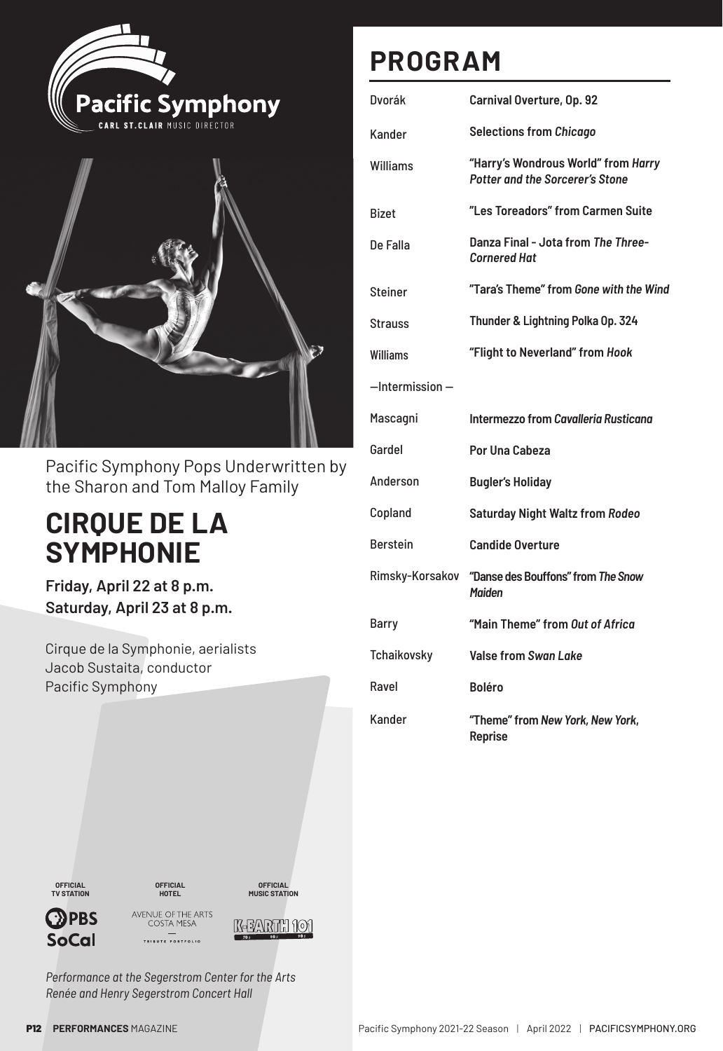Pacific Symphony
CARL ST.CLAIR MUSIC DIRECTOR

Pacific Symphony Pops Underwritten by the Sharon and Tom Malloy Family

# CIRQUE DE LA SYMPHONIE

**Friday, April 22 at 8 p.m.**
**Saturday, April 23 at 8 p.m.**

Cirque de la Symphonie, aerialists
Jacob Sustaita, conductor
Pacific Symphony

OFFICIAL TV STATION — PBS SoCal
OFFICIAL HOTEL — AVENUE OF THE ARTS COSTA MESA — TRIBUTE PORTFOLIO
OFFICIAL MUSIC STATION — K-EARTH 101

*Performance at the Segerstrom Center for the Arts*
*Renée and Henry Segerstrom Concert Hall*

# PROGRAM

| | |
|---|---|
| Dvorák | **Carnival Overture, Op. 92** |
| Kander | **Selections from *Chicago*** |
| Williams | **"Harry's Wondrous World" from *Harry Potter and the Sorcerer's Stone*** |
| Bizet | **"Les Toreadors" from Carmen Suite** |
| De Falla | **Danza Final - Jota from *The Three-Cornered Hat*** |
| Steiner | **"Tara's Theme" from *Gone with the Wind*** |
| Strauss | **Thunder & Lightning Polka Op. 324** |
| Williams | **"Flight to Neverland" from *Hook*** |
| —Intermission— | |
| Mascagni | **Intermezzo from *Cavalleria Rusticana*** |
| Gardel | **Por Una Cabeza** |
| Anderson | **Bugler's Holiday** |
| Copland | **Saturday Night Waltz from *Rodeo*** |
| Berstein | **Candide Overture** |
| Rimsky-Korsakov | **"Danse des Bouffons" from *The Snow Maiden*** |
| Barry | **"Main Theme" from *Out of Africa*** |
| Tchaikovsky | **Valse from *Swan Lake*** |
| Ravel | **Boléro** |
| Kander | **"Theme" from *New York, New York*, Reprise** |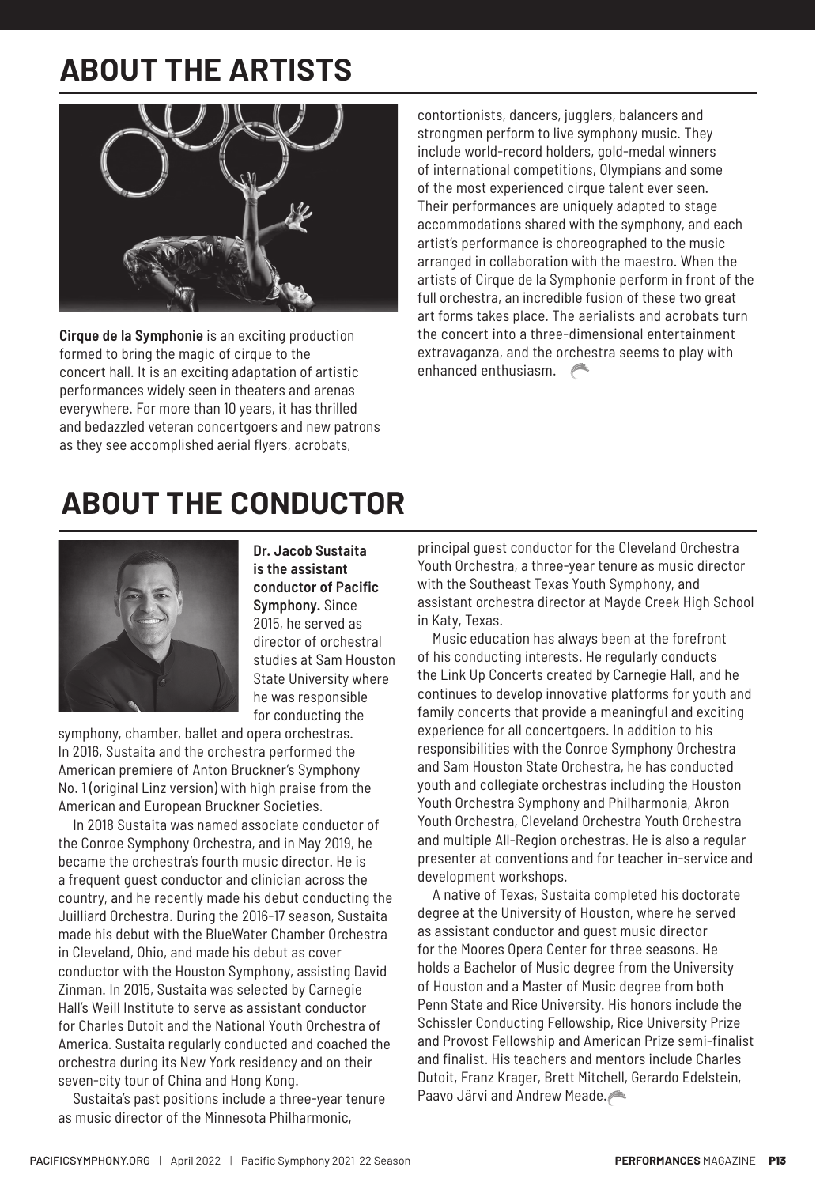# ABOUT THE ARTISTS

**Cirque de la Symphonie** is an exciting production formed to bring the magic of cirque to the concert hall. It is an exciting adaptation of artistic performances widely seen in theaters and arenas everywhere. For more than 10 years, it has thrilled and bedazzled veteran concertgoers and new patrons as they see accomplished aerial flyers, acrobats, contortionists, dancers, jugglers, balancers and strongmen perform to live symphony music. They include world-record holders, gold-medal winners of international competitions, Olympians and some of the most experienced cirque talent ever seen. Their performances are uniquely adapted to stage accommodations shared with the symphony, and each artist's performance is choreographed to the music arranged in collaboration with the maestro. When the artists of Cirque de la Symphonie perform in front of the full orchestra, an incredible fusion of these two great art forms takes place. The aerialists and acrobats turn the concert into a three-dimensional entertainment extravaganza, and the orchestra seems to play with enhanced enthusiasm.

# ABOUT THE CONDUCTOR

**Dr. Jacob Sustaita is the assistant conductor of Pacific Symphony.** Since 2015, he served as director of orchestral studies at Sam Houston State University where he was responsible for conducting the symphony, chamber, ballet and opera orchestras. In 2016, Sustaita and the orchestra performed the American premiere of Anton Bruckner's Symphony No. 1 (original Linz version) with high praise from the American and European Bruckner Societies.

In 2018 Sustaita was named associate conductor of the Conroe Symphony Orchestra, and in May 2019, he became the orchestra's fourth music director. He is a frequent guest conductor and clinician across the country, and he recently made his debut conducting the Juilliard Orchestra. During the 2016-17 season, Sustaita made his debut with the BlueWater Chamber Orchestra in Cleveland, Ohio, and made his debut as cover conductor with the Houston Symphony, assisting David Zinman. In 2015, Sustaita was selected by Carnegie Hall's Weill Institute to serve as assistant conductor for Charles Dutoit and the National Youth Orchestra of America. Sustaita regularly conducted and coached the orchestra during its New York residency and on their seven-city tour of China and Hong Kong.

Sustaita's past positions include a three-year tenure as music director of the Minnesota Philharmonic, principal guest conductor for the Cleveland Orchestra Youth Orchestra, a three-year tenure as music director with the Southeast Texas Youth Symphony, and assistant orchestra director at Mayde Creek High School in Katy, Texas.

Music education has always been at the forefront of his conducting interests. He regularly conducts the Link Up Concerts created by Carnegie Hall, and he continues to develop innovative platforms for youth and family concerts that provide a meaningful and exciting experience for all concertgoers. In addition to his responsibilities with the Conroe Symphony Orchestra and Sam Houston State Orchestra, he has conducted youth and collegiate orchestras including the Houston Youth Orchestra Symphony and Philharmonia, Akron Youth Orchestra, Cleveland Orchestra Youth Orchestra and multiple All-Region orchestras. He is also a regular presenter at conventions and for teacher in-service and development workshops.

A native of Texas, Sustaita completed his doctorate degree at the University of Houston, where he served as assistant conductor and guest music director for the Moores Opera Center for three seasons. He holds a Bachelor of Music degree from the University of Houston and a Master of Music degree from both Penn State and Rice University. His honors include the Schissler Conducting Fellowship, Rice University Prize and Provost Fellowship and American Prize semi-finalist and finalist. His teachers and mentors include Charles Dutoit, Franz Krager, Brett Mitchell, Gerardo Edelstein, Paavo Järvi and Andrew Meade.